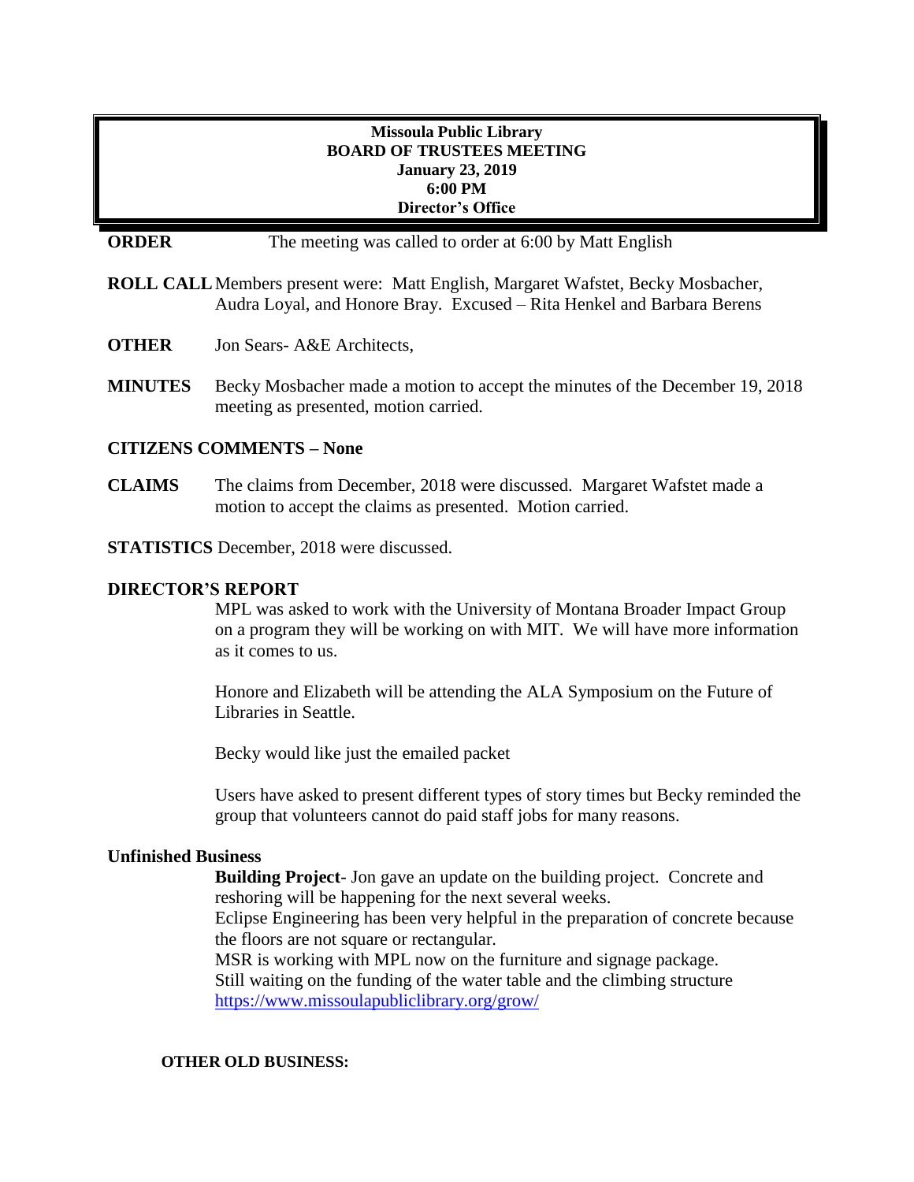**Missoula Public Library**
**BOARD OF TRUSTEES MEETING**
**January 23, 2019**
**6:00 PM**
**Director's Office**

**ORDER** The meeting was called to order at 6:00 by Matt English

**ROLL CALL** Members present were: Matt English, Margaret Wafstet, Becky Mosbacher, Audra Loyal, and Honore Bray. Excused – Rita Henkel and Barbara Berens

**OTHER** Jon Sears- A&E Architects,

**MINUTES** Becky Mosbacher made a motion to accept the minutes of the December 19, 2018 meeting as presented, motion carried.

**CITIZENS COMMENTS – None**

**CLAIMS** The claims from December, 2018 were discussed. Margaret Wafstet made a motion to accept the claims as presented. Motion carried.

**STATISTICS** December, 2018 were discussed.

**DIRECTOR'S REPORT**

MPL was asked to work with the University of Montana Broader Impact Group on a program they will be working on with MIT. We will have more information as it comes to us.

Honore and Elizabeth will be attending the ALA Symposium on the Future of Libraries in Seattle.

Becky would like just the emailed packet

Users have asked to present different types of story times but Becky reminded the group that volunteers cannot do paid staff jobs for many reasons.

**Unfinished Business**

**Building Project**- Jon gave an update on the building project. Concrete and reshoring will be happening for the next several weeks.
Eclipse Engineering has been very helpful in the preparation of concrete because the floors are not square or rectangular.
MSR is working with MPL now on the furniture and signage package.
Still waiting on the funding of the water table and the climbing structure
https://www.missoulapubliclibrary.org/grow/

**OTHER OLD BUSINESS:**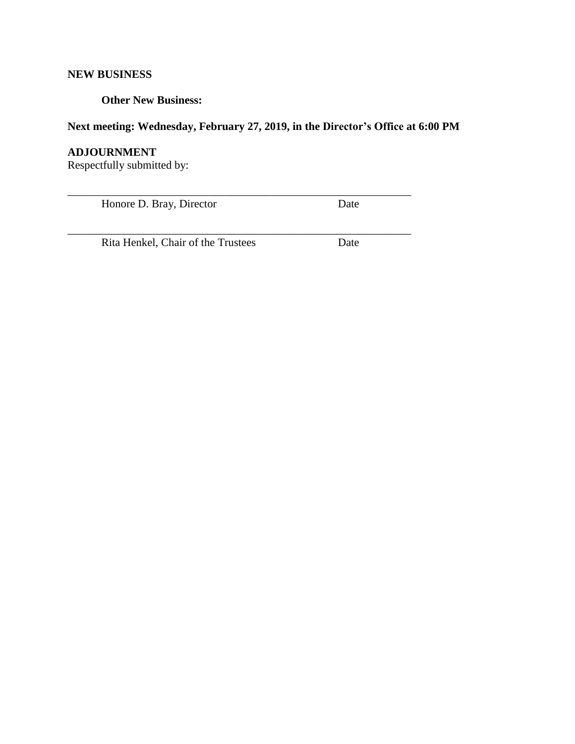**NEW BUSINESS**

**Other New Business:**

**Next meeting: Wednesday, February 27, 2019, in the Director's Office at 6:00 PM**

**ADJOURNMENT**

Respectfully submitted by:

\_\_\_\_\_\_\_\_\_\_\_\_\_\_\_\_\_\_\_\_\_\_\_\_\_\_\_\_\_\_\_\_\_\_\_\_\_\_\_\_\_\_\_\_\_\_\_\_\_\_\_\_\_\_\_\_\_\_\_\_

Honore D. Bray, Director Date

\_\_\_\_\_\_\_\_\_\_\_\_\_\_\_\_\_\_\_\_\_\_\_\_\_\_\_\_\_\_\_\_\_\_\_\_\_\_\_\_\_\_\_\_\_\_\_\_\_\_\_\_\_\_\_\_\_\_\_\_

Rita Henkel, Chair of the Trustees Date